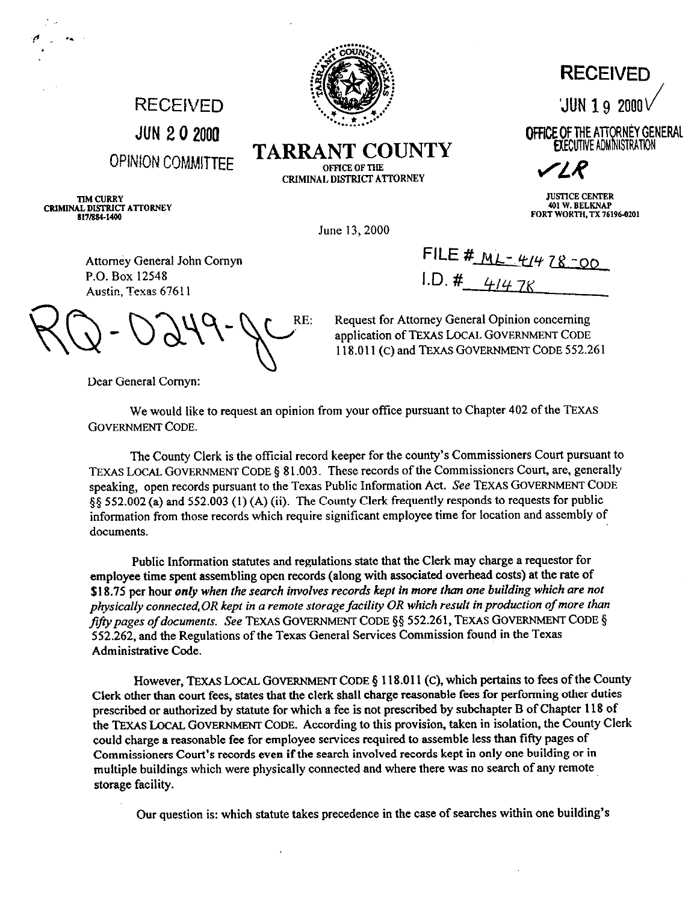RECEIVED

JUN 20 2000

OPINION COMMITTEE

**TARRANT COUNTY**

OFFICE OF THE
CRIMINAL DISTRICT ATTORNEY

RECEIVED

JUN 19 2000

OFFICE OF THE ATTORNEY GENERAL
EXECUTIVE ADMINISTRATION

LR

TIM CURRY
CRIMINAL DISTRICT ATTORNEY
817/884-1400

JUSTICE CENTER
401 W. BELKNAP
FORT WORTH, TX 76196-0201

June 13, 2000

Attorney General John Cornyn
P.O. Box 12548
Austin, Texas 67611

FILE # ML-41478-00
I.D. # 41478

RQ-0249-JC

RE: Request for Attorney General Opinion concerning application of TEXAS LOCAL GOVERNMENT CODE 118.011 (C) and TEXAS GOVERNMENT CODE 552.261

Dear General Cornyn:

We would like to request an opinion from your office pursuant to Chapter 402 of the TEXAS GOVERNMENT CODE.

The County Clerk is the official record keeper for the county's Commissioners Court pursuant to TEXAS LOCAL GOVERNMENT CODE § 81.003. These records of the Commissioners Court, are, generally speaking, open records pursuant to the Texas Public Information Act. *See* TEXAS GOVERNMENT CODE §§ 552.002 (a) and 552.003 (1) (A) (ii). The County Clerk frequently responds to requests for public information from those records which require significant employee time for location and assembly of documents.

Public Information statutes and regulations state that the Clerk may charge a requestor for employee time spent assembling open records (along with associated overhead costs) at the rate of **$18.75 per hour *only when the search involves records kept in more than one building which are not physically connected, OR kept in a remote storage facility OR which result in production of more than fifty pages of documents.*** *See* TEXAS GOVERNMENT CODE §§ 552.261, TEXAS GOVERNMENT CODE § 552.262, and the Regulations of the Texas General Services Commission found in the Texas Administrative Code.

However, TEXAS LOCAL GOVERNMENT CODE § 118.011 (C), which pertains to fees of the County Clerk other than court fees, states that the clerk shall charge reasonable fees for performing other duties prescribed or authorized by statute for which a fee is not prescribed by subchapter B of Chapter 118 of the TEXAS LOCAL GOVERNMENT CODE. According to this provision, taken in isolation, the County Clerk could charge a reasonable fee for employee services required to assemble less than fifty pages of Commissioners Court's records even if the search involved records kept in only one building or in multiple buildings which were physically connected and where there was no search of any remote storage facility.

Our question is: which statute takes precedence in the case of searches within one building's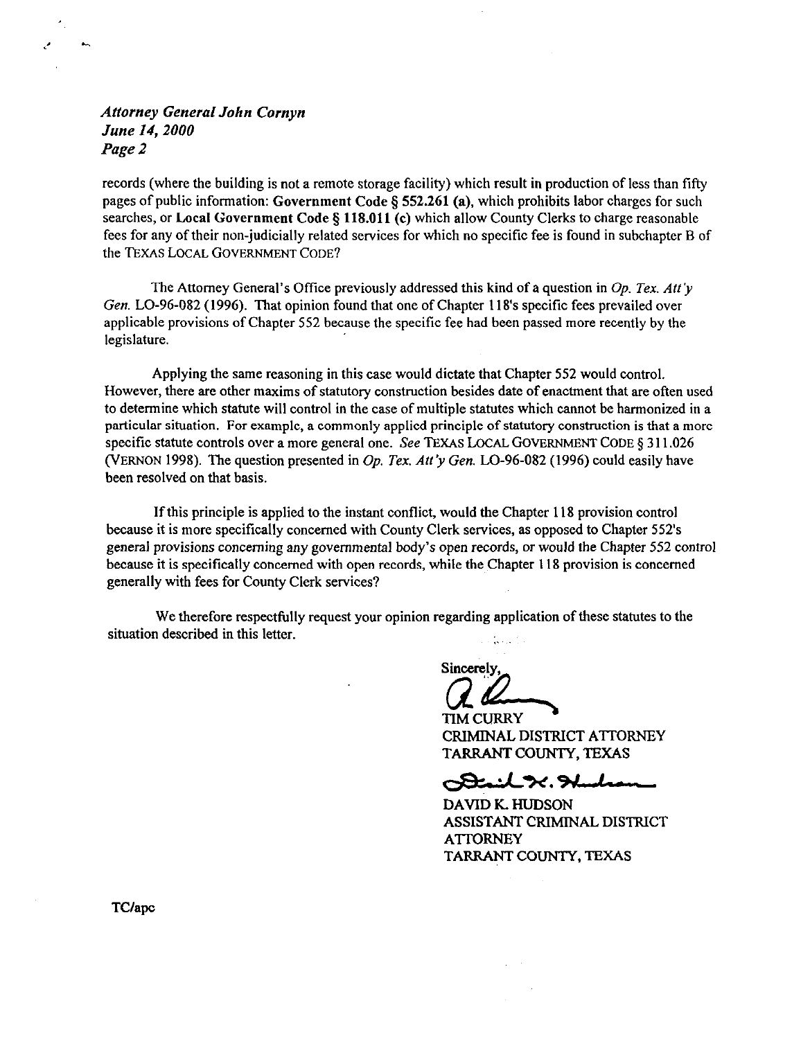records (where the building is not a remote storage facility) which result in production of less than fifty pages of public information: **Government Code § 552.261 (a)**, which prohibits labor charges for such searches, or **Local Government Code § 118.011 (c)** which allow County Clerks to charge reasonable fees for any of their non-judicially related services for which no specific fee is found in subchapter B of the TEXAS LOCAL GOVERNMENT CODE?

The Attorney General's Office previously addressed this kind of a question in *Op. Tex. Att'y Gen.* LO-96-082 (1996). That opinion found that one of Chapter 118's specific fees prevailed over applicable provisions of Chapter 552 because the specific fee had been passed more recently by the legislature.

Applying the same reasoning in this case would dictate that Chapter 552 would control. However, there are other maxims of statutory construction besides date of enactment that are often used to determine which statute will control in the case of multiple statutes which cannot be harmonized in a particular situation. For example, a commonly applied principle of statutory construction is that a more specific statute controls over a more general one. *See* TEXAS LOCAL GOVERNMENT CODE § 311.026 (VERNON 1998). The question presented in *Op. Tex. Att'y Gen.* LO-96-082 (1996) could easily have been resolved on that basis.

If this principle is applied to the instant conflict, would the Chapter 118 provision control because it is more specifically concerned with County Clerk services, as opposed to Chapter 552's general provisions concerning any governmental body's open records, or would the Chapter 552 control because it is specifically concerned with open records, while the Chapter 118 provision is concerned generally with fees for County Clerk services?

We therefore respectfully request your opinion regarding application of these statutes to the situation described in this letter.

Sincerely,

TIM CURRY
CRIMINAL DISTRICT ATTORNEY
TARRANT COUNTY, TEXAS

DAVID K. HUDSON
ASSISTANT CRIMINAL DISTRICT ATTORNEY
TARRANT COUNTY, TEXAS

TC/apc